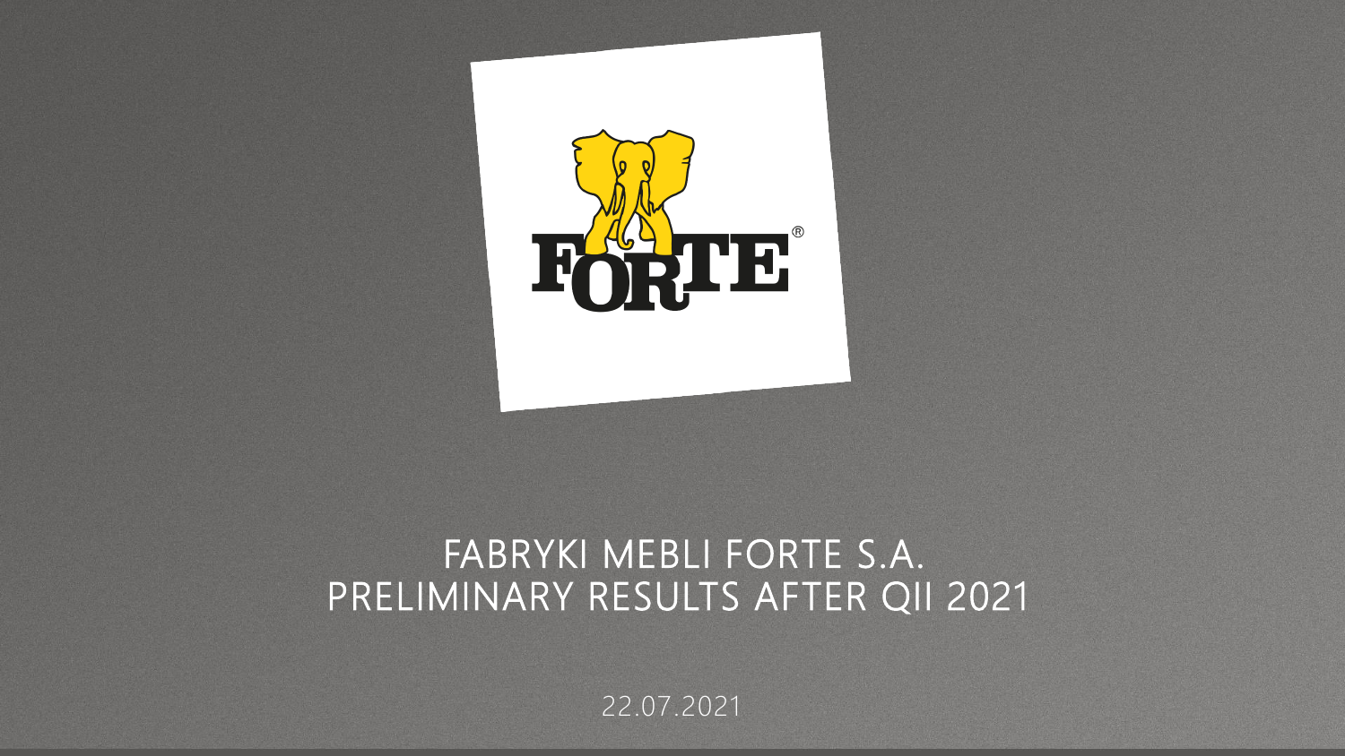# FABRYKI MEBLI FORTE S.A.
# PRELIMINARY RESULTS AFTER QII 2021

22.07.2021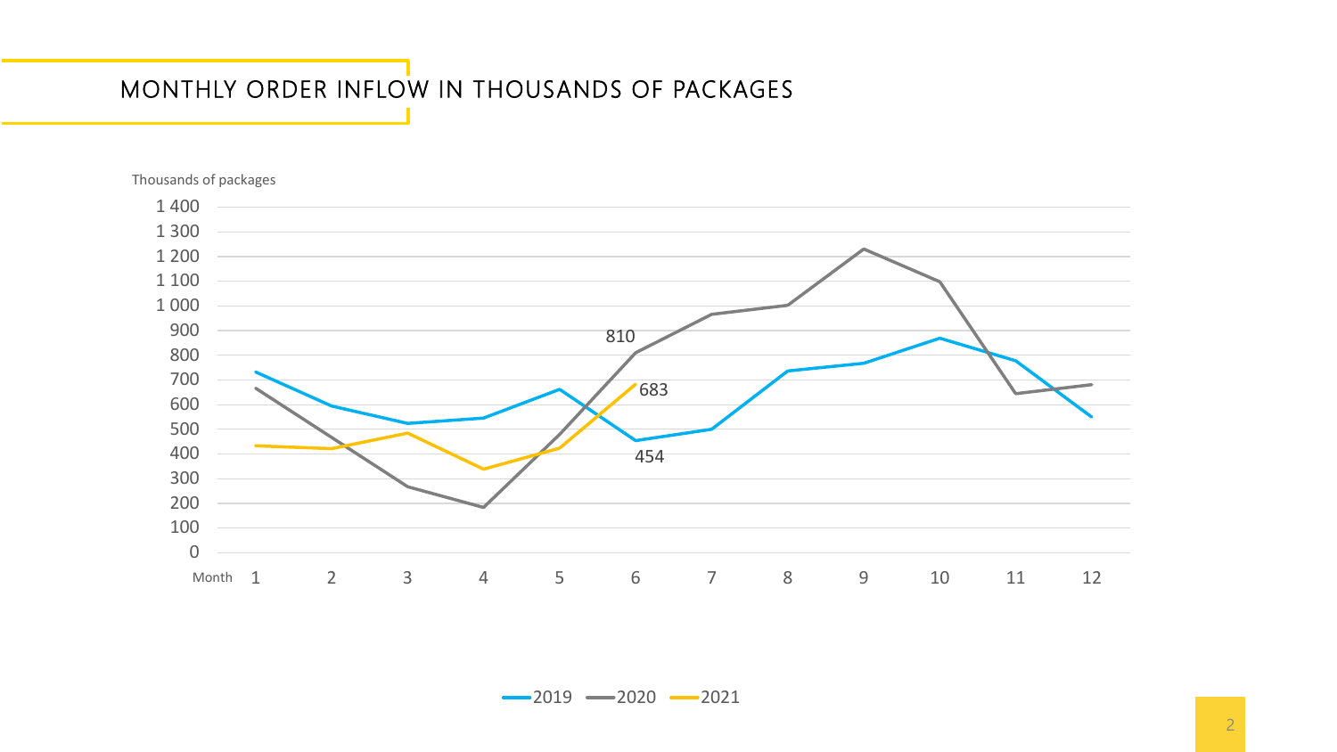# MONTHLY ORDER INFLOW IN THOUSANDS OF PACKAGES

Thousands of packages

1 400
1 300
1 200
1 100
1 000
900
800
700
600
500
400
300
200
100
0

Month 1 2 3 4 5 6 7 8 9 10 11 12

810
683
454

2019 2020 2021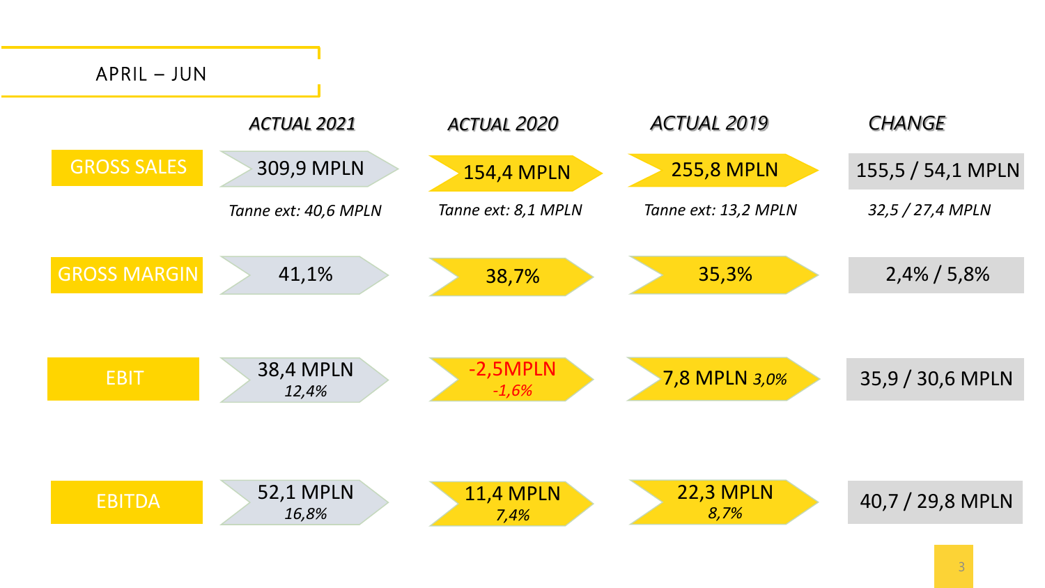## APRIL – JUN

| | *ACTUAL 2021* | *ACTUAL 2020* | *ACTUAL 2019* | *CHANGE* |
|---|---|---|---|---|
| GROSS SALES | 309,9 MPLN | 154,4 MPLN | 255,8 MPLN | 155,5 / 54,1 MPLN |
| | *Tanne ext: 40,6 MPLN* | *Tanne ext: 8,1 MPLN* | *Tanne ext: 13,2 MPLN* | *32,5 / 27,4 MPLN* |
| GROSS MARGIN | 41,1% | 38,7% | 35,3% | 2,4% / 5,8% |
| EBIT | 38,4 MPLN *12,4%* | -2,5MPLN *-1,6%* | 7,8 MPLN *3,0%* | 35,9 / 30,6 MPLN |
| EBITDA | 52,1 MPLN *16,8%* | 11,4 MPLN *7,4%* | 22,3 MPLN *8,7%* | 40,7 / 29,8 MPLN |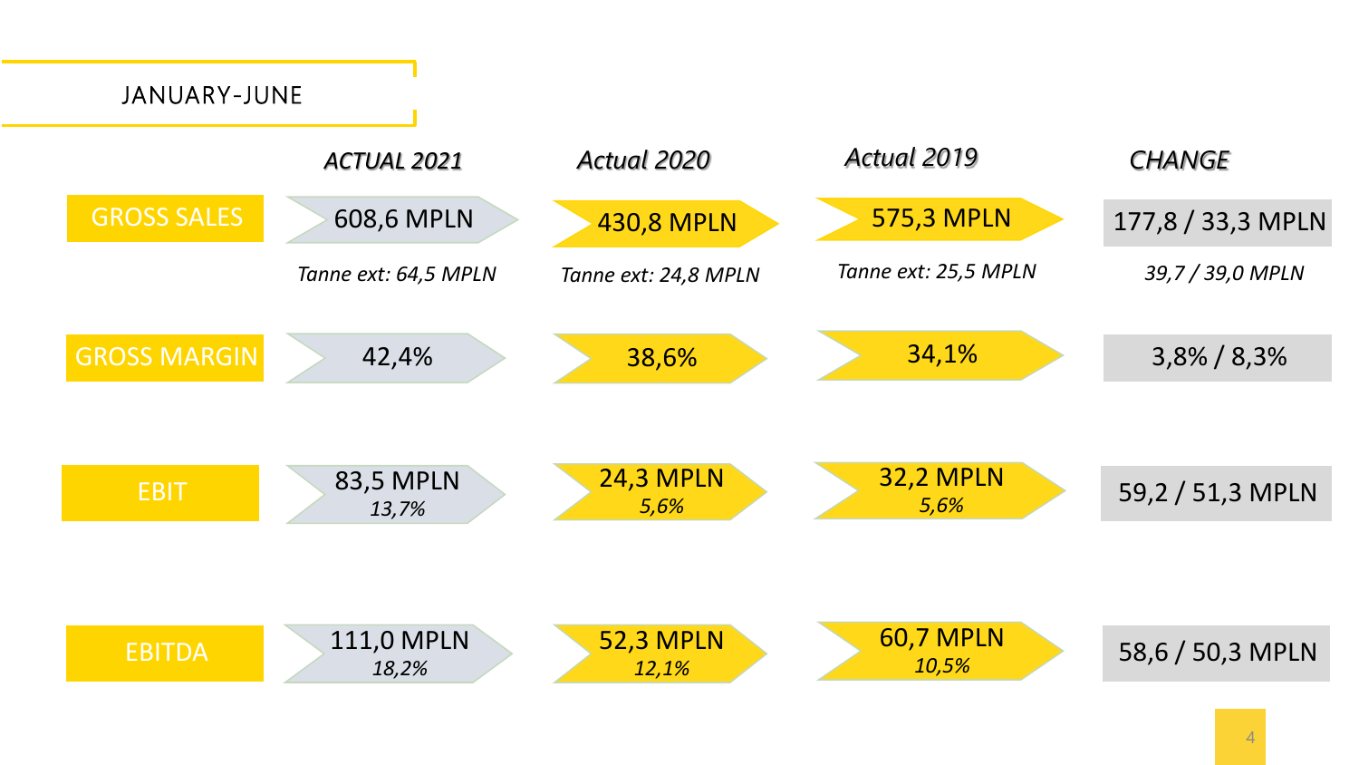## JANUARY-JUNE

| | ACTUAL 2021 | Actual 2020 | Actual 2019 | CHANGE |
|---|---|---|---|---|
| GROSS SALES | 608,6 MPLN<br>*Tanne ext: 64,5 MPLN* | 430,8 MPLN<br>*Tanne ext: 24,8 MPLN* | 575,3 MPLN<br>*Tanne ext: 25,5 MPLN* | 177,8 / 33,3 MPLN<br>*39,7 / 39,0 MPLN* |
| GROSS MARGIN | 42,4% | 38,6% | 34,1% | 3,8% / 8,3% |
| EBIT | 83,5 MPLN<br>*13,7%* | 24,3 MPLN<br>*5,6%* | 32,2 MPLN<br>*5,6%* | 59,2 / 51,3 MPLN |
| EBITDA | 111,0 MPLN<br>*18,2%* | 52,3 MPLN<br>*12,1%* | 60,7 MPLN<br>*10,5%* | 58,6 / 50,3 MPLN |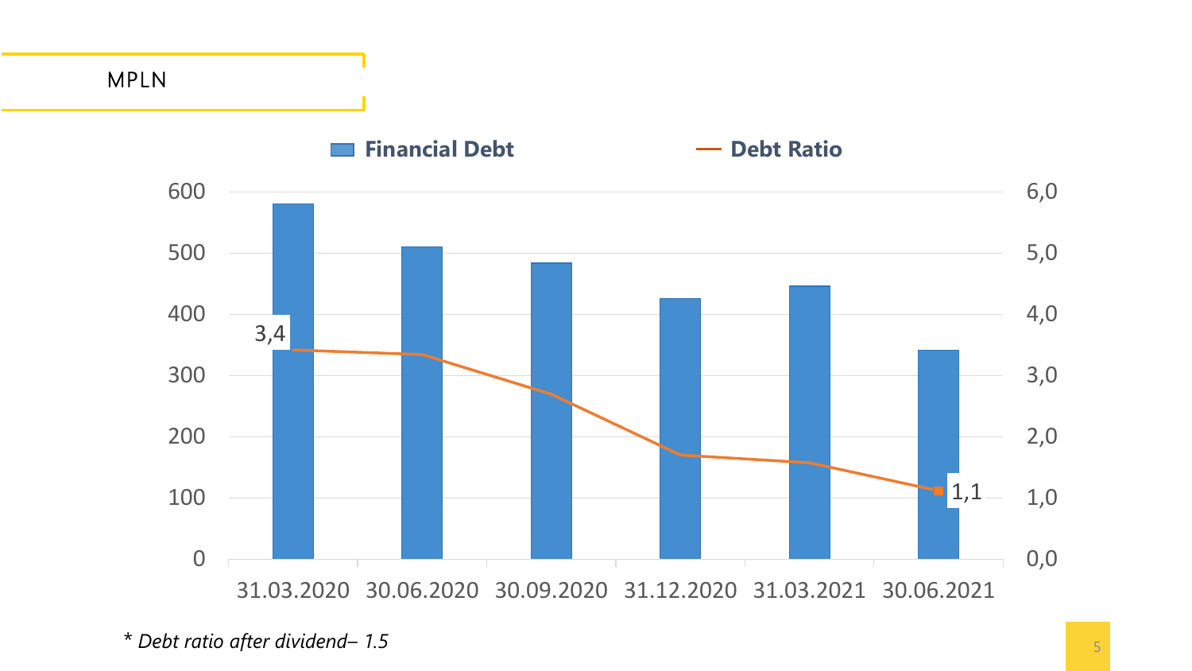MPLN

Financial Debt | Debt Ratio

600 | 6,0
500 | 5,0
400 | 4,0
300 | 3,0
200 | 2,0
100 | 1,0
0 | 0,0

3,4

1,1

31.03.2020 30.06.2020 30.09.2020 31.12.2020 31.03.2021 30.06.2021

*\* Debt ratio after dividend– 1.5*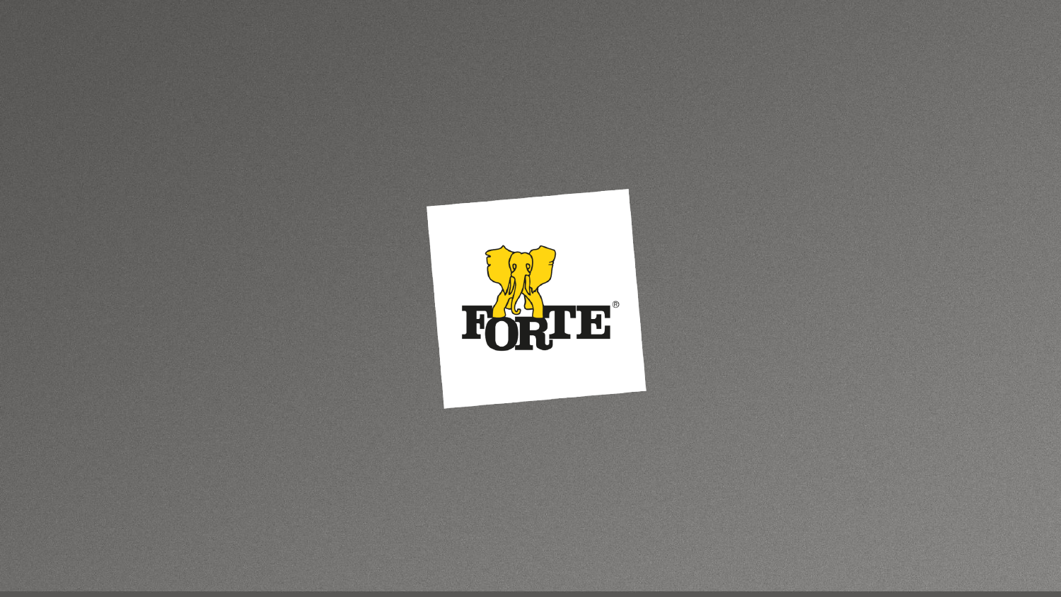FORTE®